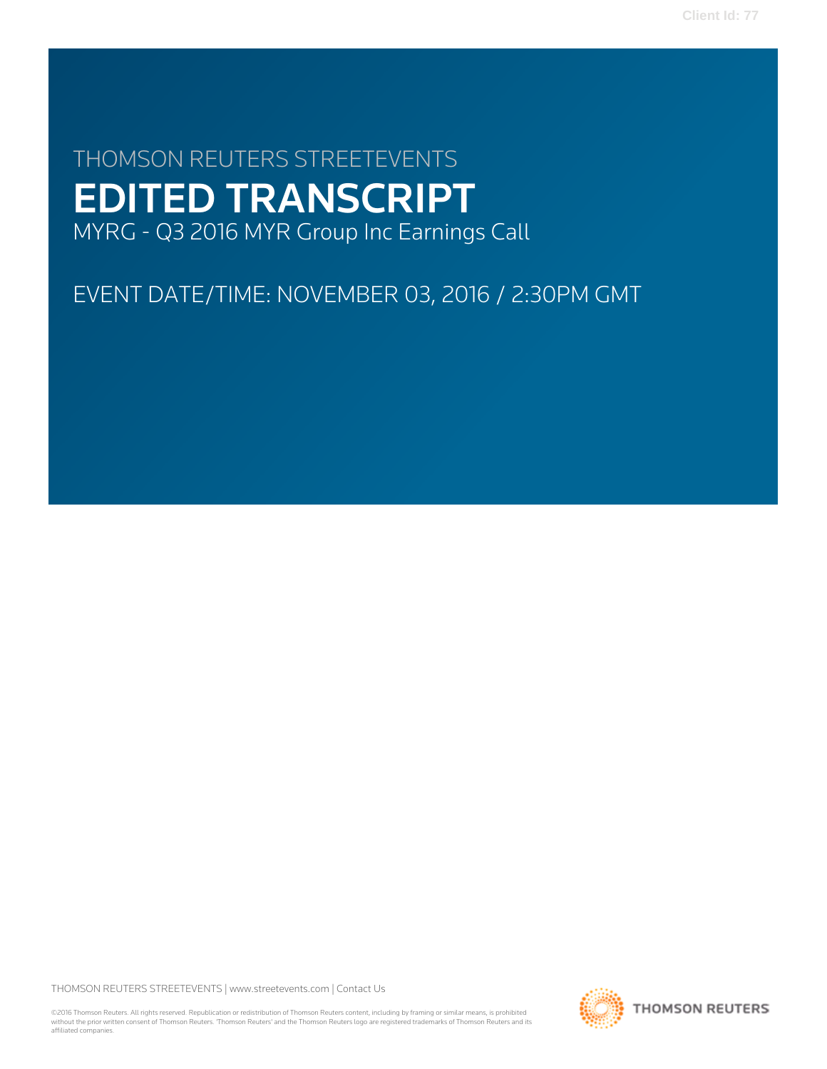THOMSON REUTERS STREETEVENTS

# EDITED TRANSCRIPT

MYRG - Q3 2016 MYR Group Inc Earnings Call

EVENT DATE/TIME: NOVEMBER 03, 2016 / 2:30PM GMT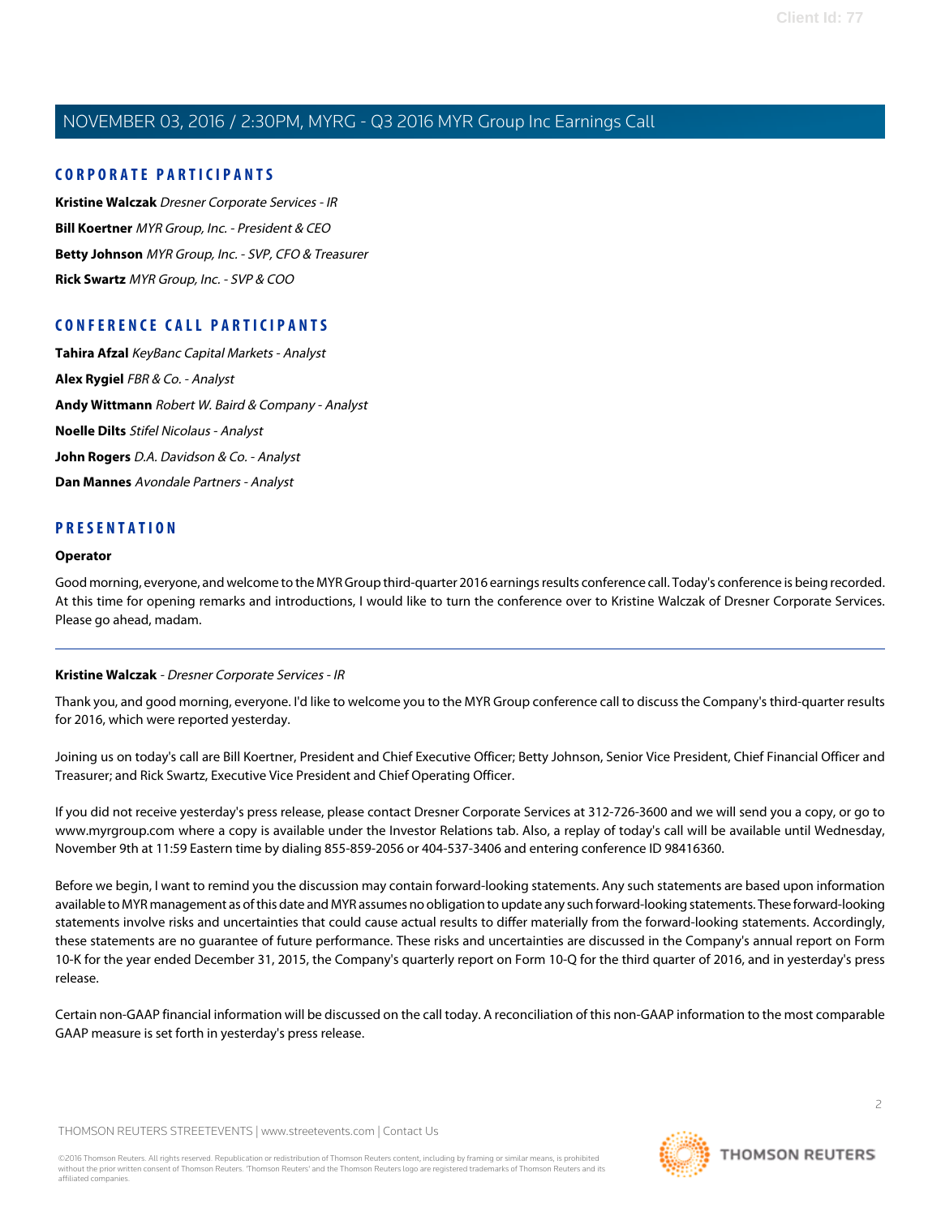## CORPORATE PARTICIPANTS

**Kristine Walczak** *Dresner Corporate Services - IR*

**Bill Koertner** *MYR Group, Inc. - President & CEO*

**Betty Johnson** *MYR Group, Inc. - SVP, CFO & Treasurer*

**Rick Swartz** *MYR Group, Inc. - SVP & COO*

## CONFERENCE CALL PARTICIPANTS

**Tahira Afzal** *KeyBanc Capital Markets - Analyst*

**Alex Rygiel** *FBR & Co. - Analyst*

**Andy Wittmann** *Robert W. Baird & Company - Analyst*

**Noelle Dilts** *Stifel Nicolaus - Analyst*

**John Rogers** *D.A. Davidson & Co. - Analyst*

**Dan Mannes** *Avondale Partners - Analyst*

## PRESENTATION

**Operator**

Good morning, everyone, and welcome to the MYR Group third-quarter 2016 earnings results conference call. Today's conference is being recorded. At this time for opening remarks and introductions, I would like to turn the conference over to Kristine Walczak of Dresner Corporate Services. Please go ahead, madam.

---

**Kristine Walczak** - *Dresner Corporate Services - IR*

Thank you, and good morning, everyone. I'd like to welcome you to the MYR Group conference call to discuss the Company's third-quarter results for 2016, which were reported yesterday.

Joining us on today's call are Bill Koertner, President and Chief Executive Officer; Betty Johnson, Senior Vice President, Chief Financial Officer and Treasurer; and Rick Swartz, Executive Vice President and Chief Operating Officer.

If you did not receive yesterday's press release, please contact Dresner Corporate Services at 312-726-3600 and we will send you a copy, or go to www.myrgroup.com where a copy is available under the Investor Relations tab. Also, a replay of today's call will be available until Wednesday, November 9th at 11:59 Eastern time by dialing 855-859-2056 or 404-537-3406 and entering conference ID 98416360.

Before we begin, I want to remind you the discussion may contain forward-looking statements. Any such statements are based upon information available to MYR management as of this date and MYR assumes no obligation to update any such forward-looking statements. These forward-looking statements involve risks and uncertainties that could cause actual results to differ materially from the forward-looking statements. Accordingly, these statements are no guarantee of future performance. These risks and uncertainties are discussed in the Company's annual report on Form 10-K for the year ended December 31, 2015, the Company's quarterly report on Form 10-Q for the third quarter of 2016, and in yesterday's press release.

Certain non-GAAP financial information will be discussed on the call today. A reconciliation of this non-GAAP information to the most comparable GAAP measure is set forth in yesterday's press release.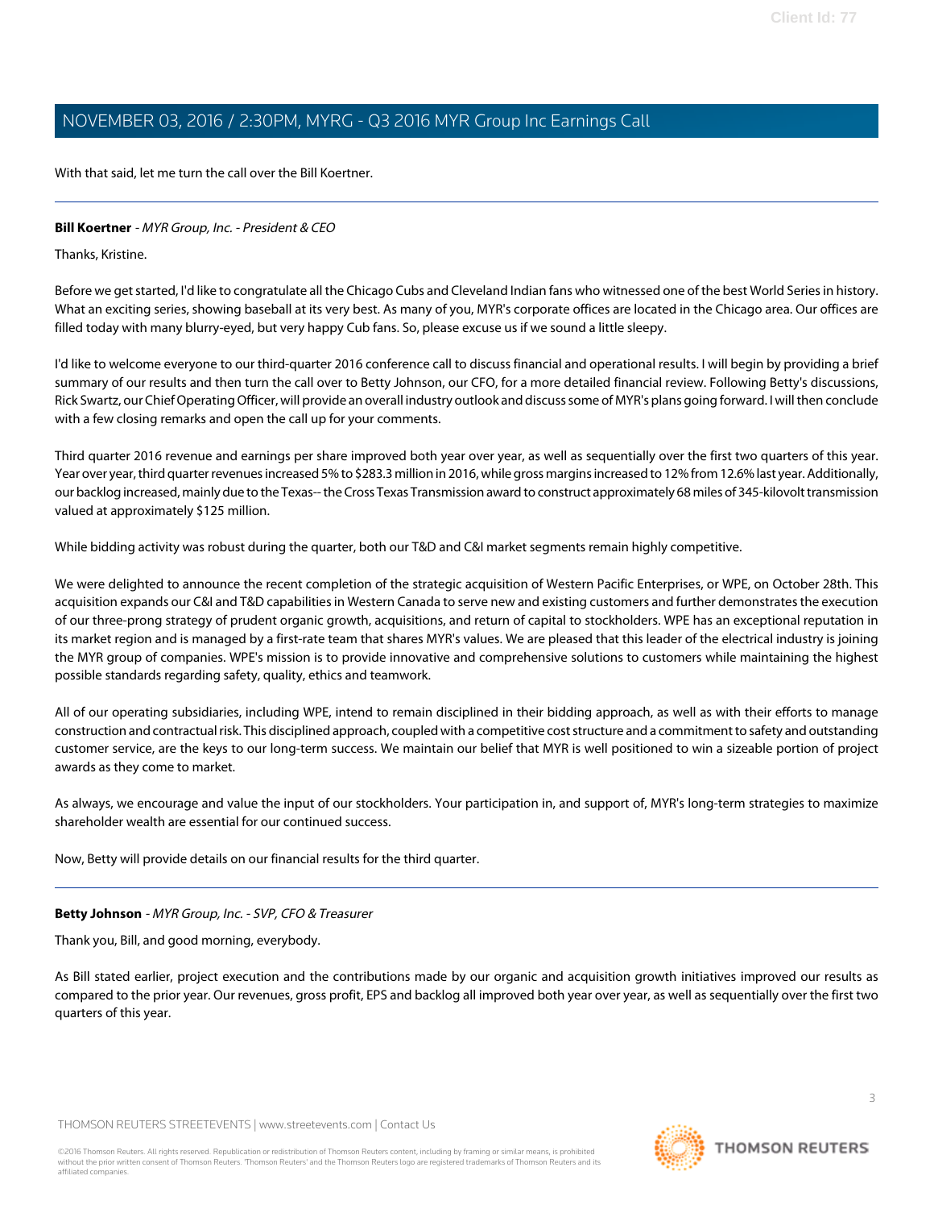With that said, let me turn the call over the Bill Koertner.

---

**Bill Koertner** - *MYR Group, Inc. - President & CEO*

Thanks, Kristine.

Before we get started, I'd like to congratulate all the Chicago Cubs and Cleveland Indian fans who witnessed one of the best World Series in history. What an exciting series, showing baseball at its very best. As many of you, MYR's corporate offices are located in the Chicago area. Our offices are filled today with many blurry-eyed, but very happy Cub fans. So, please excuse us if we sound a little sleepy.

I'd like to welcome everyone to our third-quarter 2016 conference call to discuss financial and operational results. I will begin by providing a brief summary of our results and then turn the call over to Betty Johnson, our CFO, for a more detailed financial review. Following Betty's discussions, Rick Swartz, our Chief Operating Officer, will provide an overall industry outlook and discuss some of MYR's plans going forward. I will then conclude with a few closing remarks and open the call up for your comments.

Third quarter 2016 revenue and earnings per share improved both year over year, as well as sequentially over the first two quarters of this year. Year over year, third quarter revenues increased 5% to $283.3 million in 2016, while gross margins increased to 12% from 12.6% last year. Additionally, our backlog increased, mainly due to the Texas-- the Cross Texas Transmission award to construct approximately 68 miles of 345-kilovolt transmission valued at approximately $125 million.

While bidding activity was robust during the quarter, both our T&D and C&I market segments remain highly competitive.

We were delighted to announce the recent completion of the strategic acquisition of Western Pacific Enterprises, or WPE, on October 28th. This acquisition expands our C&I and T&D capabilities in Western Canada to serve new and existing customers and further demonstrates the execution of our three-prong strategy of prudent organic growth, acquisitions, and return of capital to stockholders. WPE has an exceptional reputation in its market region and is managed by a first-rate team that shares MYR's values. We are pleased that this leader of the electrical industry is joining the MYR group of companies. WPE's mission is to provide innovative and comprehensive solutions to customers while maintaining the highest possible standards regarding safety, quality, ethics and teamwork.

All of our operating subsidiaries, including WPE, intend to remain disciplined in their bidding approach, as well as with their efforts to manage construction and contractual risk. This disciplined approach, coupled with a competitive cost structure and a commitment to safety and outstanding customer service, are the keys to our long-term success. We maintain our belief that MYR is well positioned to win a sizeable portion of project awards as they come to market.

As always, we encourage and value the input of our stockholders. Your participation in, and support of, MYR's long-term strategies to maximize shareholder wealth are essential for our continued success.

Now, Betty will provide details on our financial results for the third quarter.

---

**Betty Johnson** - *MYR Group, Inc. - SVP, CFO & Treasurer*

Thank you, Bill, and good morning, everybody.

As Bill stated earlier, project execution and the contributions made by our organic and acquisition growth initiatives improved our results as compared to the prior year. Our revenues, gross profit, EPS and backlog all improved both year over year, as well as sequentially over the first two quarters of this year.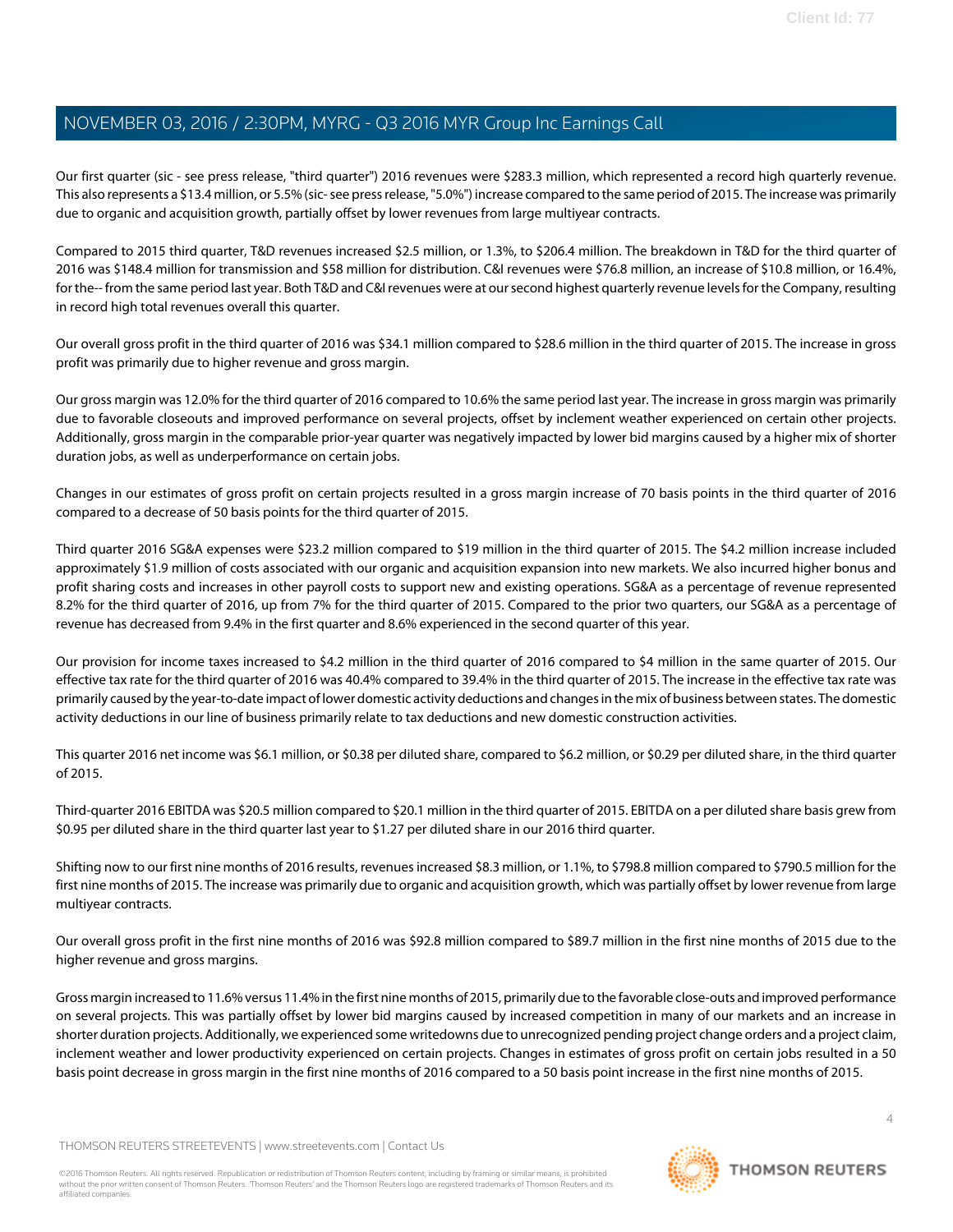Our first quarter (sic - see press release, "third quarter") 2016 revenues were $283.3 million, which represented a record high quarterly revenue. This also represents a $13.4 million, or 5.5% (sic- see press release, "5.0%") increase compared to the same period of 2015. The increase was primarily due to organic and acquisition growth, partially offset by lower revenues from large multiyear contracts.

Compared to 2015 third quarter, T&D revenues increased $2.5 million, or 1.3%, to $206.4 million. The breakdown in T&D for the third quarter of 2016 was $148.4 million for transmission and $58 million for distribution. C&I revenues were $76.8 million, an increase of $10.8 million, or 16.4%, for the-- from the same period last year. Both T&D and C&I revenues were at our second highest quarterly revenue levels for the Company, resulting in record high total revenues overall this quarter.

Our overall gross profit in the third quarter of 2016 was $34.1 million compared to $28.6 million in the third quarter of 2015. The increase in gross profit was primarily due to higher revenue and gross margin.

Our gross margin was 12.0% for the third quarter of 2016 compared to 10.6% the same period last year. The increase in gross margin was primarily due to favorable closeouts and improved performance on several projects, offset by inclement weather experienced on certain other projects. Additionally, gross margin in the comparable prior-year quarter was negatively impacted by lower bid margins caused by a higher mix of shorter duration jobs, as well as underperformance on certain jobs.

Changes in our estimates of gross profit on certain projects resulted in a gross margin increase of 70 basis points in the third quarter of 2016 compared to a decrease of 50 basis points for the third quarter of 2015.

Third quarter 2016 SG&A expenses were $23.2 million compared to $19 million in the third quarter of 2015. The $4.2 million increase included approximately $1.9 million of costs associated with our organic and acquisition expansion into new markets. We also incurred higher bonus and profit sharing costs and increases in other payroll costs to support new and existing operations. SG&A as a percentage of revenue represented 8.2% for the third quarter of 2016, up from 7% for the third quarter of 2015. Compared to the prior two quarters, our SG&A as a percentage of revenue has decreased from 9.4% in the first quarter and 8.6% experienced in the second quarter of this year.

Our provision for income taxes increased to $4.2 million in the third quarter of 2016 compared to $4 million in the same quarter of 2015. Our effective tax rate for the third quarter of 2016 was 40.4% compared to 39.4% in the third quarter of 2015. The increase in the effective tax rate was primarily caused by the year-to-date impact of lower domestic activity deductions and changes in the mix of business between states. The domestic activity deductions in our line of business primarily relate to tax deductions and new domestic construction activities.

This quarter 2016 net income was $6.1 million, or $0.38 per diluted share, compared to $6.2 million, or $0.29 per diluted share, in the third quarter of 2015.

Third-quarter 2016 EBITDA was $20.5 million compared to $20.1 million in the third quarter of 2015. EBITDA on a per diluted share basis grew from $0.95 per diluted share in the third quarter last year to $1.27 per diluted share in our 2016 third quarter.

Shifting now to our first nine months of 2016 results, revenues increased $8.3 million, or 1.1%, to $798.8 million compared to $790.5 million for the first nine months of 2015. The increase was primarily due to organic and acquisition growth, which was partially offset by lower revenue from large multiyear contracts.

Our overall gross profit in the first nine months of 2016 was $92.8 million compared to $89.7 million in the first nine months of 2015 due to the higher revenue and gross margins.

Gross margin increased to 11.6% versus 11.4% in the first nine months of 2015, primarily due to the favorable close-outs and improved performance on several projects. This was partially offset by lower bid margins caused by increased competition in many of our markets and an increase in shorter duration projects. Additionally, we experienced some writedowns due to unrecognized pending project change orders and a project claim, inclement weather and lower productivity experienced on certain projects. Changes in estimates of gross profit on certain jobs resulted in a 50 basis point decrease in gross margin in the first nine months of 2016 compared to a 50 basis point increase in the first nine months of 2015.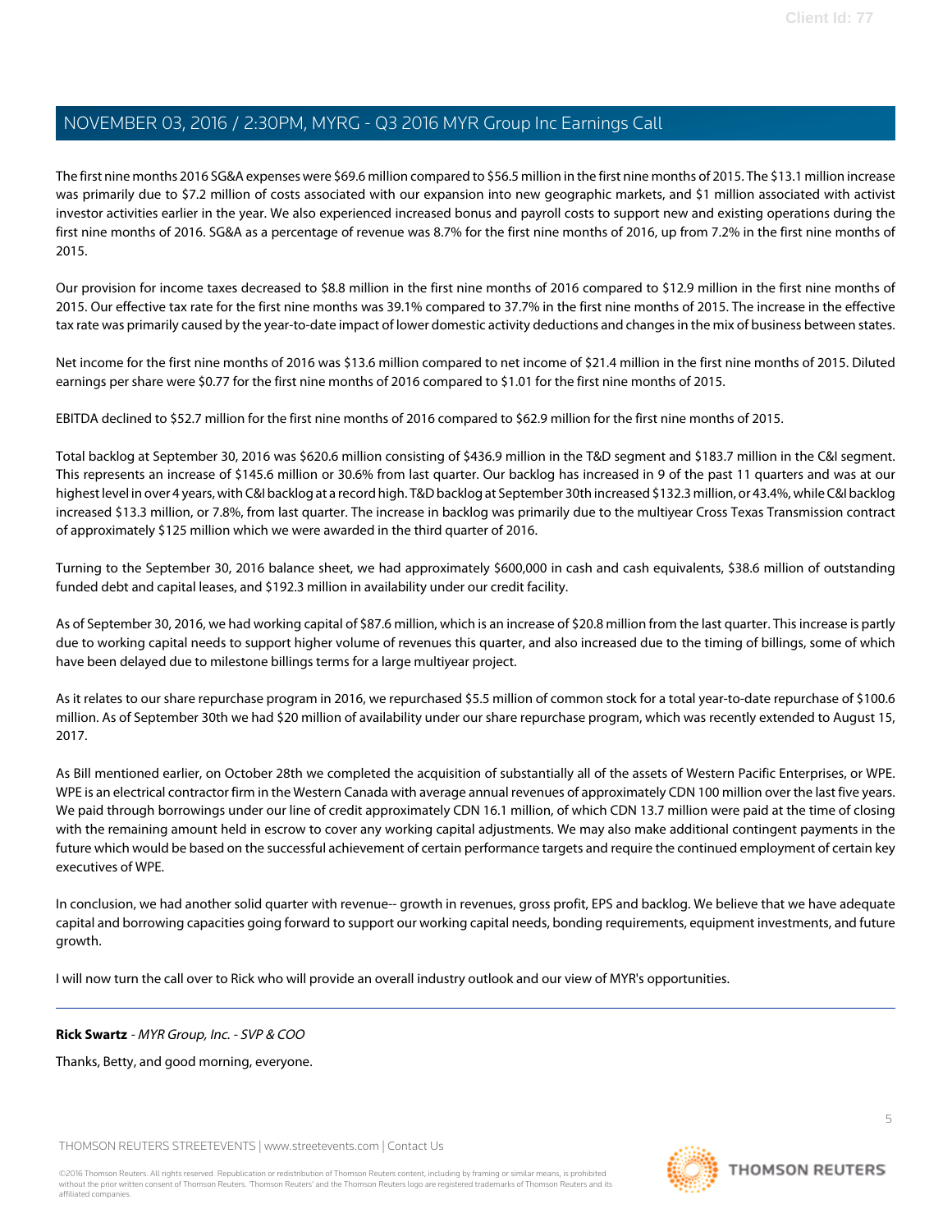The first nine months 2016 SG&A expenses were $69.6 million compared to $56.5 million in the first nine months of 2015. The $13.1 million increase was primarily due to $7.2 million of costs associated with our expansion into new geographic markets, and $1 million associated with activist investor activities earlier in the year. We also experienced increased bonus and payroll costs to support new and existing operations during the first nine months of 2016. SG&A as a percentage of revenue was 8.7% for the first nine months of 2016, up from 7.2% in the first nine months of 2015.

Our provision for income taxes decreased to $8.8 million in the first nine months of 2016 compared to $12.9 million in the first nine months of 2015. Our effective tax rate for the first nine months was 39.1% compared to 37.7% in the first nine months of 2015. The increase in the effective tax rate was primarily caused by the year-to-date impact of lower domestic activity deductions and changes in the mix of business between states.

Net income for the first nine months of 2016 was $13.6 million compared to net income of $21.4 million in the first nine months of 2015. Diluted earnings per share were $0.77 for the first nine months of 2016 compared to $1.01 for the first nine months of 2015.

EBITDA declined to $52.7 million for the first nine months of 2016 compared to $62.9 million for the first nine months of 2015.

Total backlog at September 30, 2016 was $620.6 million consisting of $436.9 million in the T&D segment and $183.7 million in the C&I segment. This represents an increase of $145.6 million or 30.6% from last quarter. Our backlog has increased in 9 of the past 11 quarters and was at our highest level in over 4 years, with C&I backlog at a record high. T&D backlog at September 30th increased $132.3 million, or 43.4%, while C&I backlog increased $13.3 million, or 7.8%, from last quarter. The increase in backlog was primarily due to the multiyear Cross Texas Transmission contract of approximately $125 million which we were awarded in the third quarter of 2016.

Turning to the September 30, 2016 balance sheet, we had approximately $600,000 in cash and cash equivalents, $38.6 million of outstanding funded debt and capital leases, and $192.3 million in availability under our credit facility.

As of September 30, 2016, we had working capital of $87.6 million, which is an increase of $20.8 million from the last quarter. This increase is partly due to working capital needs to support higher volume of revenues this quarter, and also increased due to the timing of billings, some of which have been delayed due to milestone billings terms for a large multiyear project.

As it relates to our share repurchase program in 2016, we repurchased $5.5 million of common stock for a total year-to-date repurchase of $100.6 million. As of September 30th we had $20 million of availability under our share repurchase program, which was recently extended to August 15, 2017.

As Bill mentioned earlier, on October 28th we completed the acquisition of substantially all of the assets of Western Pacific Enterprises, or WPE. WPE is an electrical contractor firm in the Western Canada with average annual revenues of approximately CDN 100 million over the last five years. We paid through borrowings under our line of credit approximately CDN 16.1 million, of which CDN 13.7 million were paid at the time of closing with the remaining amount held in escrow to cover any working capital adjustments. We may also make additional contingent payments in the future which would be based on the successful achievement of certain performance targets and require the continued employment of certain key executives of WPE.

In conclusion, we had another solid quarter with revenue-- growth in revenues, gross profit, EPS and backlog. We believe that we have adequate capital and borrowing capacities going forward to support our working capital needs, bonding requirements, equipment investments, and future growth.

I will now turn the call over to Rick who will provide an overall industry outlook and our view of MYR's opportunities.

---

**Rick Swartz** - *MYR Group, Inc. - SVP & COO*

Thanks, Betty, and good morning, everyone.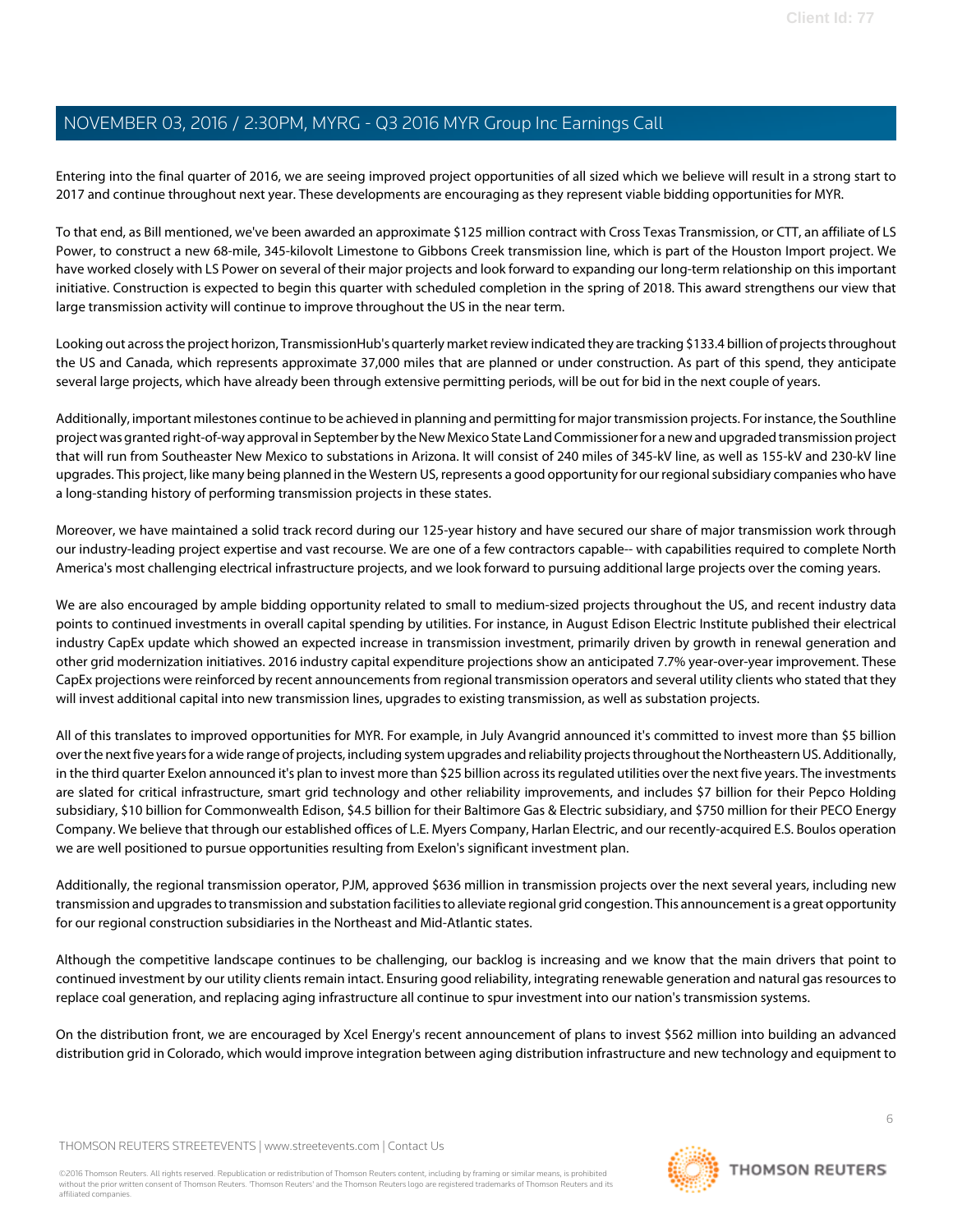Entering into the final quarter of 2016, we are seeing improved project opportunities of all sized which we believe will result in a strong start to 2017 and continue throughout next year. These developments are encouraging as they represent viable bidding opportunities for MYR.

To that end, as Bill mentioned, we've been awarded an approximate $125 million contract with Cross Texas Transmission, or CTT, an affiliate of LS Power, to construct a new 68-mile, 345-kilovolt Limestone to Gibbons Creek transmission line, which is part of the Houston Import project. We have worked closely with LS Power on several of their major projects and look forward to expanding our long-term relationship on this important initiative. Construction is expected to begin this quarter with scheduled completion in the spring of 2018. This award strengthens our view that large transmission activity will continue to improve throughout the US in the near term.

Looking out across the project horizon, TransmissionHub's quarterly market review indicated they are tracking $133.4 billion of projects throughout the US and Canada, which represents approximate 37,000 miles that are planned or under construction. As part of this spend, they anticipate several large projects, which have already been through extensive permitting periods, will be out for bid in the next couple of years.

Additionally, important milestones continue to be achieved in planning and permitting for major transmission projects. For instance, the Southline project was granted right-of-way approval in September by the New Mexico State Land Commissioner for a new and upgraded transmission project that will run from Southeaster New Mexico to substations in Arizona. It will consist of 240 miles of 345-kV line, as well as 155-kV and 230-kV line upgrades. This project, like many being planned in the Western US, represents a good opportunity for our regional subsidiary companies who have a long-standing history of performing transmission projects in these states.

Moreover, we have maintained a solid track record during our 125-year history and have secured our share of major transmission work through our industry-leading project expertise and vast recourse. We are one of a few contractors capable-- with capabilities required to complete North America's most challenging electrical infrastructure projects, and we look forward to pursuing additional large projects over the coming years.

We are also encouraged by ample bidding opportunity related to small to medium-sized projects throughout the US, and recent industry data points to continued investments in overall capital spending by utilities. For instance, in August Edison Electric Institute published their electrical industry CapEx update which showed an expected increase in transmission investment, primarily driven by growth in renewal generation and other grid modernization initiatives. 2016 industry capital expenditure projections show an anticipated 7.7% year-over-year improvement. These CapEx projections were reinforced by recent announcements from regional transmission operators and several utility clients who stated that they will invest additional capital into new transmission lines, upgrades to existing transmission, as well as substation projects.

All of this translates to improved opportunities for MYR. For example, in July Avangrid announced it's committed to invest more than $5 billion over the next five years for a wide range of projects, including system upgrades and reliability projects throughout the Northeastern US. Additionally, in the third quarter Exelon announced it's plan to invest more than $25 billion across its regulated utilities over the next five years. The investments are slated for critical infrastructure, smart grid technology and other reliability improvements, and includes $7 billion for their Pepco Holding subsidiary, $10 billion for Commonwealth Edison, $4.5 billion for their Baltimore Gas & Electric subsidiary, and $750 million for their PECO Energy Company. We believe that through our established offices of L.E. Myers Company, Harlan Electric, and our recently-acquired E.S. Boulos operation we are well positioned to pursue opportunities resulting from Exelon's significant investment plan.

Additionally, the regional transmission operator, PJM, approved $636 million in transmission projects over the next several years, including new transmission and upgrades to transmission and substation facilities to alleviate regional grid congestion. This announcement is a great opportunity for our regional construction subsidiaries in the Northeast and Mid-Atlantic states.

Although the competitive landscape continues to be challenging, our backlog is increasing and we know that the main drivers that point to continued investment by our utility clients remain intact. Ensuring good reliability, integrating renewable generation and natural gas resources to replace coal generation, and replacing aging infrastructure all continue to spur investment into our nation's transmission systems.

On the distribution front, we are encouraged by Xcel Energy's recent announcement of plans to invest $562 million into building an advanced distribution grid in Colorado, which would improve integration between aging distribution infrastructure and new technology and equipment to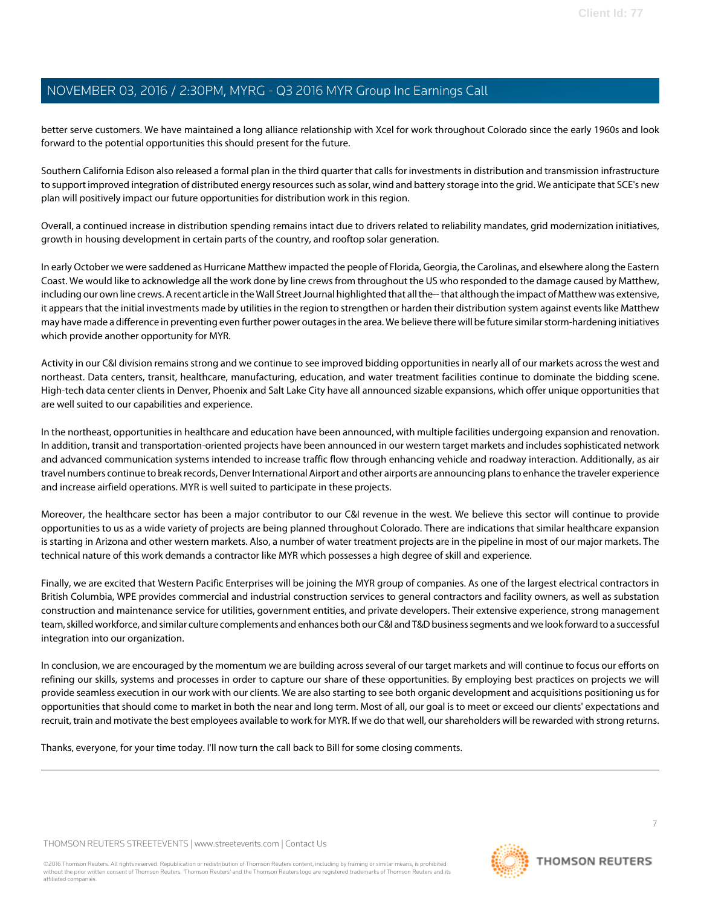better serve customers. We have maintained a long alliance relationship with Xcel for work throughout Colorado since the early 1960s and look forward to the potential opportunities this should present for the future.

Southern California Edison also released a formal plan in the third quarter that calls for investments in distribution and transmission infrastructure to support improved integration of distributed energy resources such as solar, wind and battery storage into the grid. We anticipate that SCE's new plan will positively impact our future opportunities for distribution work in this region.

Overall, a continued increase in distribution spending remains intact due to drivers related to reliability mandates, grid modernization initiatives, growth in housing development in certain parts of the country, and rooftop solar generation.

In early October we were saddened as Hurricane Matthew impacted the people of Florida, Georgia, the Carolinas, and elsewhere along the Eastern Coast. We would like to acknowledge all the work done by line crews from throughout the US who responded to the damage caused by Matthew, including our own line crews. A recent article in the Wall Street Journal highlighted that all the-- that although the impact of Matthew was extensive, it appears that the initial investments made by utilities in the region to strengthen or harden their distribution system against events like Matthew may have made a difference in preventing even further power outages in the area. We believe there will be future similar storm-hardening initiatives which provide another opportunity for MYR.

Activity in our C&I division remains strong and we continue to see improved bidding opportunities in nearly all of our markets across the west and northeast. Data centers, transit, healthcare, manufacturing, education, and water treatment facilities continue to dominate the bidding scene. High-tech data center clients in Denver, Phoenix and Salt Lake City have all announced sizable expansions, which offer unique opportunities that are well suited to our capabilities and experience.

In the northeast, opportunities in healthcare and education have been announced, with multiple facilities undergoing expansion and renovation. In addition, transit and transportation-oriented projects have been announced in our western target markets and includes sophisticated network and advanced communication systems intended to increase traffic flow through enhancing vehicle and roadway interaction. Additionally, as air travel numbers continue to break records, Denver International Airport and other airports are announcing plans to enhance the traveler experience and increase airfield operations. MYR is well suited to participate in these projects.

Moreover, the healthcare sector has been a major contributor to our C&I revenue in the west. We believe this sector will continue to provide opportunities to us as a wide variety of projects are being planned throughout Colorado. There are indications that similar healthcare expansion is starting in Arizona and other western markets. Also, a number of water treatment projects are in the pipeline in most of our major markets. The technical nature of this work demands a contractor like MYR which possesses a high degree of skill and experience.

Finally, we are excited that Western Pacific Enterprises will be joining the MYR group of companies. As one of the largest electrical contractors in British Columbia, WPE provides commercial and industrial construction services to general contractors and facility owners, as well as substation construction and maintenance service for utilities, government entities, and private developers. Their extensive experience, strong management team, skilled workforce, and similar culture complements and enhances both our C&I and T&D business segments and we look forward to a successful integration into our organization.

In conclusion, we are encouraged by the momentum we are building across several of our target markets and will continue to focus our efforts on refining our skills, systems and processes in order to capture our share of these opportunities. By employing best practices on projects we will provide seamless execution in our work with our clients. We are also starting to see both organic development and acquisitions positioning us for opportunities that should come to market in both the near and long term. Most of all, our goal is to meet or exceed our clients' expectations and recruit, train and motivate the best employees available to work for MYR. If we do that well, our shareholders will be rewarded with strong returns.

Thanks, everyone, for your time today. I'll now turn the call back to Bill for some closing comments.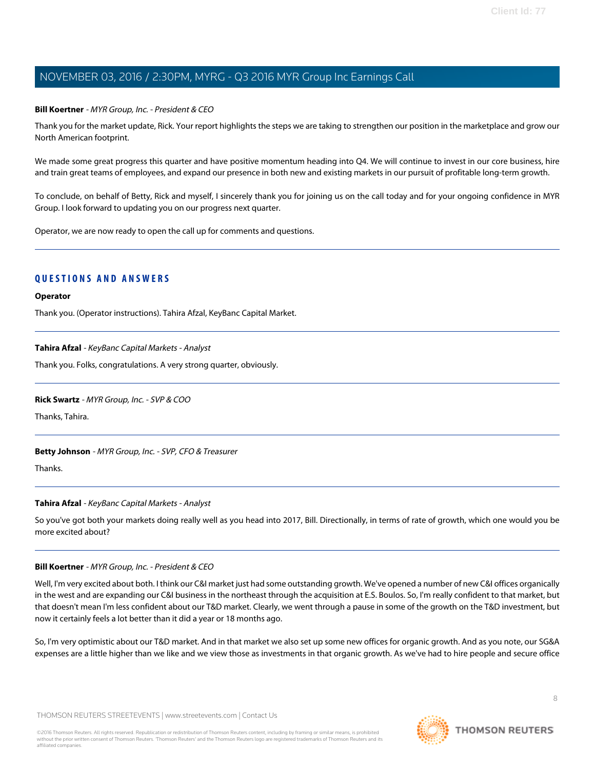**Bill Koertner** - *MYR Group, Inc. - President & CEO*

Thank you for the market update, Rick. Your report highlights the steps we are taking to strengthen our position in the marketplace and grow our North American footprint.

We made some great progress this quarter and have positive momentum heading into Q4. We will continue to invest in our core business, hire and train great teams of employees, and expand our presence in both new and existing markets in our pursuit of profitable long-term growth.

To conclude, on behalf of Betty, Rick and myself, I sincerely thank you for joining us on the call today and for your ongoing confidence in MYR Group. I look forward to updating you on our progress next quarter.

Operator, we are now ready to open the call up for comments and questions.

---

## QUESTIONS AND ANSWERS

**Operator**

Thank you. (Operator instructions). Tahira Afzal, KeyBanc Capital Market.

---

**Tahira Afzal** - *KeyBanc Capital Markets - Analyst*

Thank you. Folks, congratulations. A very strong quarter, obviously.

---

**Rick Swartz** - *MYR Group, Inc. - SVP & COO*

Thanks, Tahira.

---

**Betty Johnson** - *MYR Group, Inc. - SVP, CFO & Treasurer*

Thanks.

---

**Tahira Afzal** - *KeyBanc Capital Markets - Analyst*

So you've got both your markets doing really well as you head into 2017, Bill. Directionally, in terms of rate of growth, which one would you be more excited about?

---

**Bill Koertner** - *MYR Group, Inc. - President & CEO*

Well, I'm very excited about both. I think our C&I market just had some outstanding growth. We've opened a number of new C&I offices organically in the west and are expanding our C&I business in the northeast through the acquisition at E.S. Boulos. So, I'm really confident to that market, but that doesn't mean I'm less confident about our T&D market. Clearly, we went through a pause in some of the growth on the T&D investment, but now it certainly feels a lot better than it did a year or 18 months ago.

So, I'm very optimistic about our T&D market. And in that market we also set up some new offices for organic growth. And as you note, our SG&A expenses are a little higher than we like and we view those as investments in that organic growth. As we've had to hire people and secure office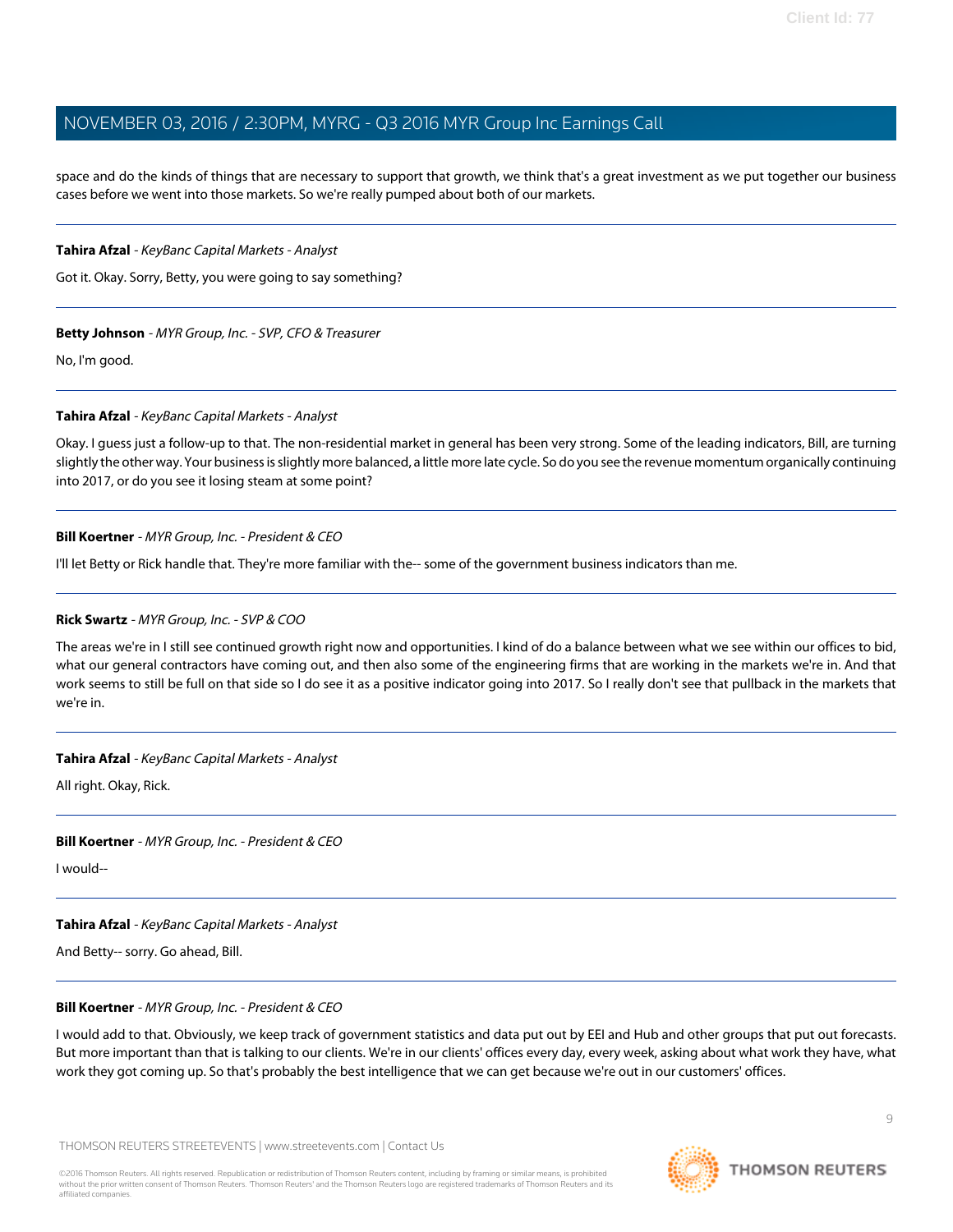space and do the kinds of things that are necessary to support that growth, we think that's a great investment as we put together our business cases before we went into those markets. So we're really pumped about both of our markets.

---

**Tahira Afzal** - *KeyBanc Capital Markets - Analyst*

Got it. Okay. Sorry, Betty, you were going to say something?

---

**Betty Johnson** - *MYR Group, Inc. - SVP, CFO & Treasurer*

No, I'm good.

---

**Tahira Afzal** - *KeyBanc Capital Markets - Analyst*

Okay. I guess just a follow-up to that. The non-residential market in general has been very strong. Some of the leading indicators, Bill, are turning slightly the other way. Your business is slightly more balanced, a little more late cycle. So do you see the revenue momentum organically continuing into 2017, or do you see it losing steam at some point?

---

**Bill Koertner** - *MYR Group, Inc. - President & CEO*

I'll let Betty or Rick handle that. They're more familiar with the-- some of the government business indicators than me.

---

**Rick Swartz** - *MYR Group, Inc. - SVP & COO*

The areas we're in I still see continued growth right now and opportunities. I kind of do a balance between what we see within our offices to bid, what our general contractors have coming out, and then also some of the engineering firms that are working in the markets we're in. And that work seems to still be full on that side so I do see it as a positive indicator going into 2017. So I really don't see that pullback in the markets that we're in.

---

**Tahira Afzal** - *KeyBanc Capital Markets - Analyst*

All right. Okay, Rick.

---

**Bill Koertner** - *MYR Group, Inc. - President & CEO*

I would--

---

**Tahira Afzal** - *KeyBanc Capital Markets - Analyst*

And Betty-- sorry. Go ahead, Bill.

---

**Bill Koertner** - *MYR Group, Inc. - President & CEO*

I would add to that. Obviously, we keep track of government statistics and data put out by EEI and Hub and other groups that put out forecasts. But more important than that is talking to our clients. We're in our clients' offices every day, every week, asking about what work they have, what work they got coming up. So that's probably the best intelligence that we can get because we're out in our customers' offices.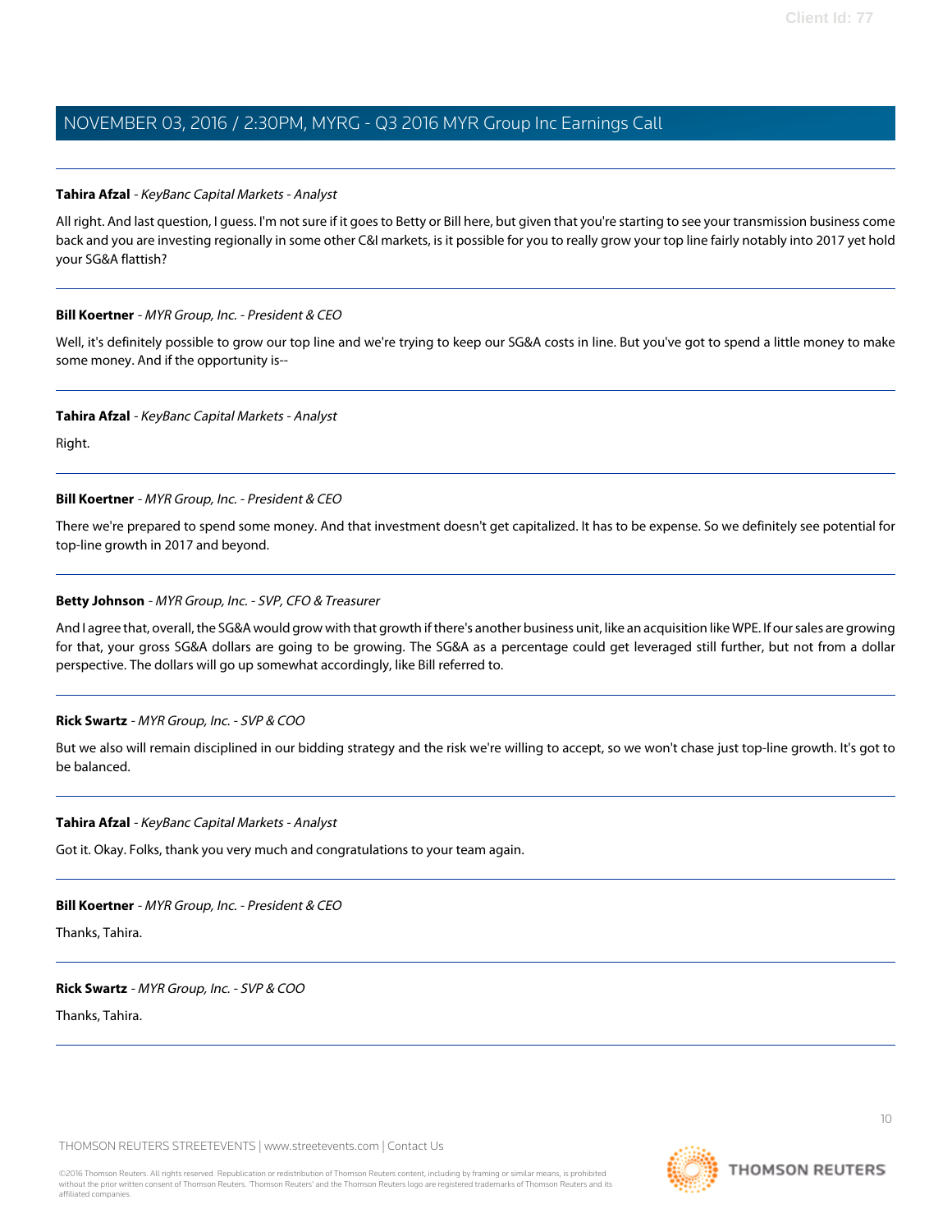**Tahira Afzal** - *KeyBanc Capital Markets - Analyst*

All right. And last question, I guess. I'm not sure if it goes to Betty or Bill here, but given that you're starting to see your transmission business come back and you are investing regionally in some other C&I markets, is it possible for you to really grow your top line fairly notably into 2017 yet hold your SG&A flattish?

---

**Bill Koertner** - *MYR Group, Inc. - President & CEO*

Well, it's definitely possible to grow our top line and we're trying to keep our SG&A costs in line. But you've got to spend a little money to make some money. And if the opportunity is--

---

**Tahira Afzal** - *KeyBanc Capital Markets - Analyst*

Right.

---

**Bill Koertner** - *MYR Group, Inc. - President & CEO*

There we're prepared to spend some money. And that investment doesn't get capitalized. It has to be expense. So we definitely see potential for top-line growth in 2017 and beyond.

---

**Betty Johnson** - *MYR Group, Inc. - SVP, CFO & Treasurer*

And I agree that, overall, the SG&A would grow with that growth if there's another business unit, like an acquisition like WPE. If our sales are growing for that, your gross SG&A dollars are going to be growing. The SG&A as a percentage could get leveraged still further, but not from a dollar perspective. The dollars will go up somewhat accordingly, like Bill referred to.

---

**Rick Swartz** - *MYR Group, Inc. - SVP & COO*

But we also will remain disciplined in our bidding strategy and the risk we're willing to accept, so we won't chase just top-line growth. It's got to be balanced.

---

**Tahira Afzal** - *KeyBanc Capital Markets - Analyst*

Got it. Okay. Folks, thank you very much and congratulations to your team again.

---

**Bill Koertner** - *MYR Group, Inc. - President & CEO*

Thanks, Tahira.

---

**Rick Swartz** - *MYR Group, Inc. - SVP & COO*

Thanks, Tahira.

---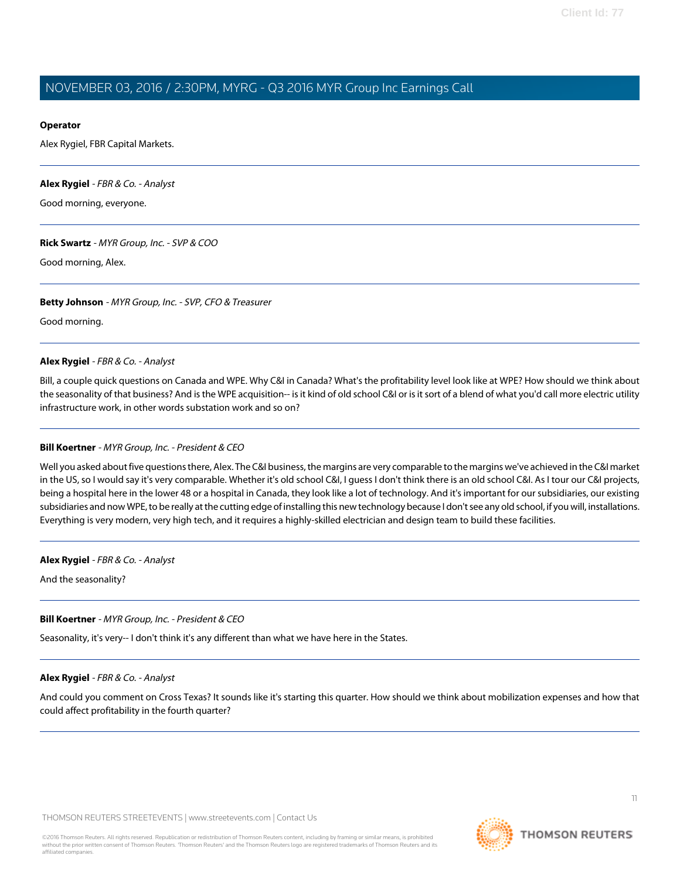**Operator**

Alex Rygiel, FBR Capital Markets.

---

**Alex Rygiel** - *FBR & Co. - Analyst*

Good morning, everyone.

---

**Rick Swartz** - *MYR Group, Inc. - SVP & COO*

Good morning, Alex.

---

**Betty Johnson** - *MYR Group, Inc. - SVP, CFO & Treasurer*

Good morning.

---

**Alex Rygiel** - *FBR & Co. - Analyst*

Bill, a couple quick questions on Canada and WPE. Why C&I in Canada? What's the profitability level look like at WPE? How should we think about the seasonality of that business? And is the WPE acquisition-- is it kind of old school C&I or is it sort of a blend of what you'd call more electric utility infrastructure work, in other words substation work and so on?

---

**Bill Koertner** - *MYR Group, Inc. - President & CEO*

Well you asked about five questions there, Alex. The C&I business, the margins are very comparable to the margins we've achieved in the C&I market in the US, so I would say it's very comparable. Whether it's old school C&I, I guess I don't think there is an old school C&I. As I tour our C&I projects, being a hospital here in the lower 48 or a hospital in Canada, they look like a lot of technology. And it's important for our subsidiaries, our existing subsidiaries and now WPE, to be really at the cutting edge of installing this new technology because I don't see any old school, if you will, installations. Everything is very modern, very high tech, and it requires a highly-skilled electrician and design team to build these facilities.

---

**Alex Rygiel** - *FBR & Co. - Analyst*

And the seasonality?

---

**Bill Koertner** - *MYR Group, Inc. - President & CEO*

Seasonality, it's very-- I don't think it's any different than what we have here in the States.

---

**Alex Rygiel** - *FBR & Co. - Analyst*

And could you comment on Cross Texas? It sounds like it's starting this quarter. How should we think about mobilization expenses and how that could affect profitability in the fourth quarter?

---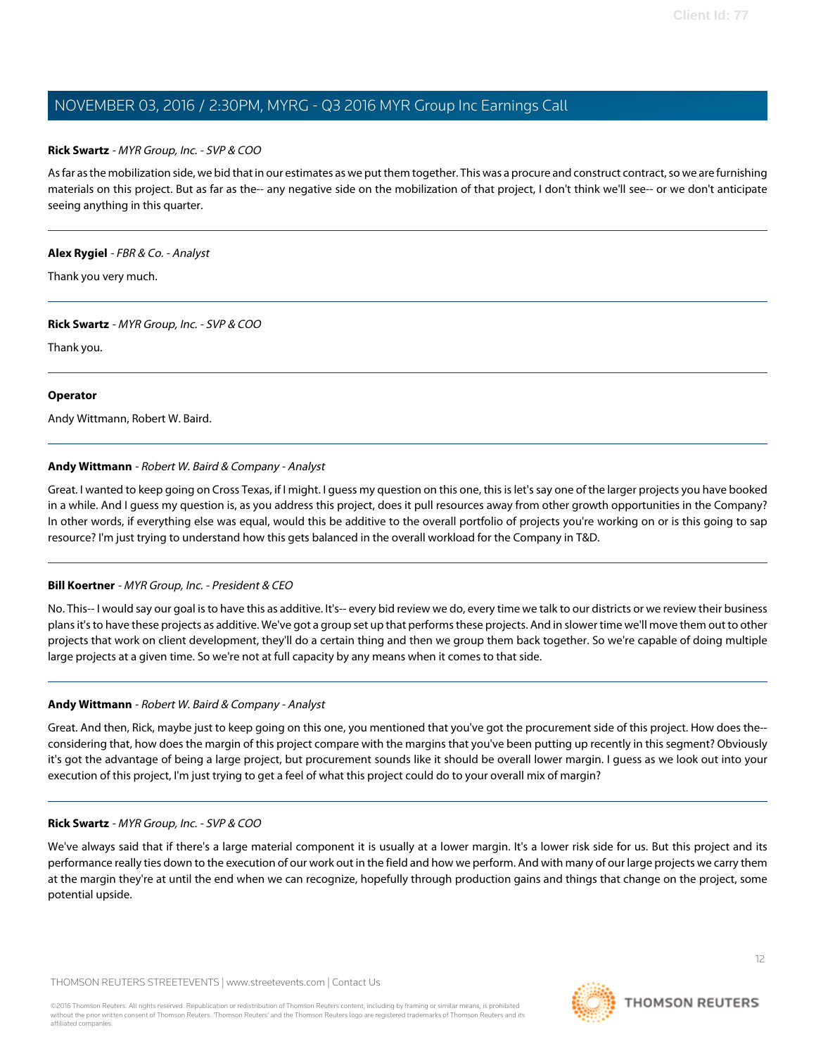**Rick Swartz** - *MYR Group, Inc. - SVP & COO*

As far as the mobilization side, we bid that in our estimates as we put them together. This was a procure and construct contract, so we are furnishing materials on this project. But as far as the-- any negative side on the mobilization of that project, I don't think we'll see-- or we don't anticipate seeing anything in this quarter.

---

**Alex Rygiel** - *FBR & Co. - Analyst*

Thank you very much.

---

**Rick Swartz** - *MYR Group, Inc. - SVP & COO*

Thank you.

---

**Operator**

Andy Wittmann, Robert W. Baird.

---

**Andy Wittmann** - *Robert W. Baird & Company - Analyst*

Great. I wanted to keep going on Cross Texas, if I might. I guess my question on this one, this is let's say one of the larger projects you have booked in a while. And I guess my question is, as you address this project, does it pull resources away from other growth opportunities in the Company? In other words, if everything else was equal, would this be additive to the overall portfolio of projects you're working on or is this going to sap resource? I'm just trying to understand how this gets balanced in the overall workload for the Company in T&D.

---

**Bill Koertner** - *MYR Group, Inc. - President & CEO*

No. This-- I would say our goal is to have this as additive. It's-- every bid review we do, every time we talk to our districts or we review their business plans it's to have these projects as additive. We've got a group set up that performs these projects. And in slower time we'll move them out to other projects that work on client development, they'll do a certain thing and then we group them back together. So we're capable of doing multiple large projects at a given time. So we're not at full capacity by any means when it comes to that side.

---

**Andy Wittmann** - *Robert W. Baird & Company - Analyst*

Great. And then, Rick, maybe just to keep going on this one, you mentioned that you've got the procurement side of this project. How does the-- considering that, how does the margin of this project compare with the margins that you've been putting up recently in this segment? Obviously it's got the advantage of being a large project, but procurement sounds like it should be overall lower margin. I guess as we look out into your execution of this project, I'm just trying to get a feel of what this project could do to your overall mix of margin?

---

**Rick Swartz** - *MYR Group, Inc. - SVP & COO*

We've always said that if there's a large material component it is usually at a lower margin. It's a lower risk side for us. But this project and its performance really ties down to the execution of our work out in the field and how we perform. And with many of our large projects we carry them at the margin they're at until the end when we can recognize, hopefully through production gains and things that change on the project, some potential upside.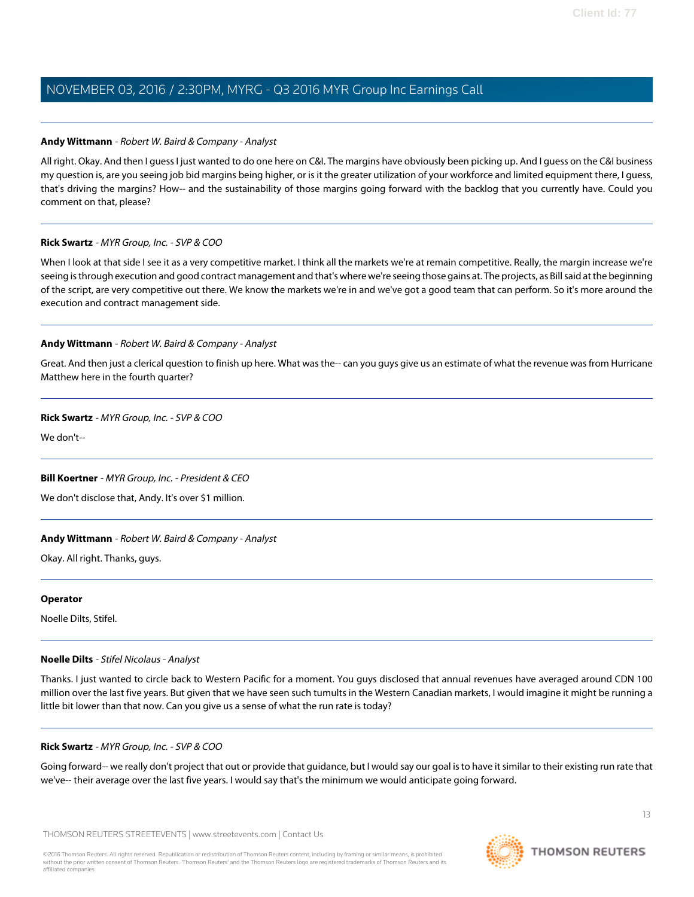**Andy Wittmann** - *Robert W. Baird & Company - Analyst*

All right. Okay. And then I guess I just wanted to do one here on C&I. The margins have obviously been picking up. And I guess on the C&I business my question is, are you seeing job bid margins being higher, or is it the greater utilization of your workforce and limited equipment there, I guess, that's driving the margins? How-- and the sustainability of those margins going forward with the backlog that you currently have. Could you comment on that, please?

---

**Rick Swartz** - *MYR Group, Inc. - SVP & COO*

When I look at that side I see it as a very competitive market. I think all the markets we're at remain competitive. Really, the margin increase we're seeing is through execution and good contract management and that's where we're seeing those gains at. The projects, as Bill said at the beginning of the script, are very competitive out there. We know the markets we're in and we've got a good team that can perform. So it's more around the execution and contract management side.

---

**Andy Wittmann** - *Robert W. Baird & Company - Analyst*

Great. And then just a clerical question to finish up here. What was the-- can you guys give us an estimate of what the revenue was from Hurricane Matthew here in the fourth quarter?

---

**Rick Swartz** - *MYR Group, Inc. - SVP & COO*

We don't--

---

**Bill Koertner** - *MYR Group, Inc. - President & CEO*

We don't disclose that, Andy. It's over $1 million.

---

**Andy Wittmann** - *Robert W. Baird & Company - Analyst*

Okay. All right. Thanks, guys.

---

**Operator**

Noelle Dilts, Stifel.

---

**Noelle Dilts** - *Stifel Nicolaus - Analyst*

Thanks. I just wanted to circle back to Western Pacific for a moment. You guys disclosed that annual revenues have averaged around CDN 100 million over the last five years. But given that we have seen such tumults in the Western Canadian markets, I would imagine it might be running a little bit lower than that now. Can you give us a sense of what the run rate is today?

---

**Rick Swartz** - *MYR Group, Inc. - SVP & COO*

Going forward-- we really don't project that out or provide that guidance, but I would say our goal is to have it similar to their existing run rate that we've-- their average over the last five years. I would say that's the minimum we would anticipate going forward.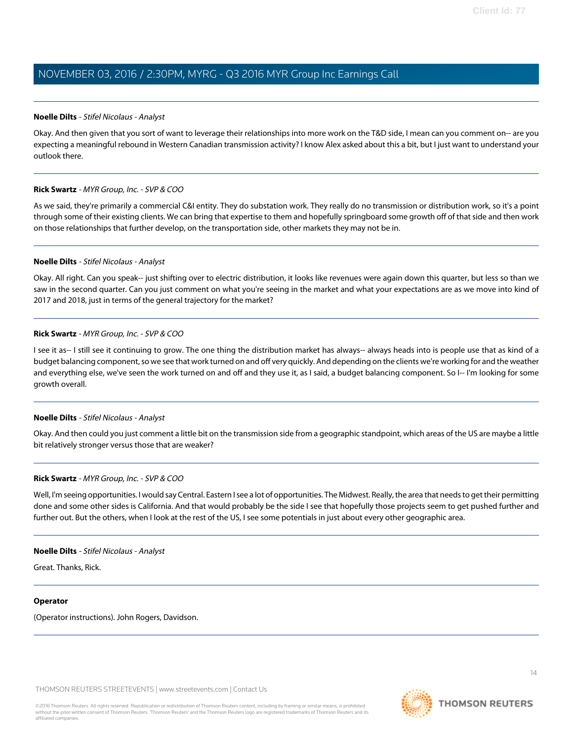**Noelle Dilts** - *Stifel Nicolaus - Analyst*

Okay. And then given that you sort of want to leverage their relationships into more work on the T&D side, I mean can you comment on-- are you expecting a meaningful rebound in Western Canadian transmission activity? I know Alex asked about this a bit, but I just want to understand your outlook there.

---

**Rick Swartz** - *MYR Group, Inc. - SVP & COO*

As we said, they're primarily a commercial C&I entity. They do substation work. They really do no transmission or distribution work, so it's a point through some of their existing clients. We can bring that expertise to them and hopefully springboard some growth off of that side and then work on those relationships that further develop, on the transportation side, other markets they may not be in.

---

**Noelle Dilts** - *Stifel Nicolaus - Analyst*

Okay. All right. Can you speak-- just shifting over to electric distribution, it looks like revenues were again down this quarter, but less so than we saw in the second quarter. Can you just comment on what you're seeing in the market and what your expectations are as we move into kind of 2017 and 2018, just in terms of the general trajectory for the market?

---

**Rick Swartz** - *MYR Group, Inc. - SVP & COO*

I see it as-- I still see it continuing to grow. The one thing the distribution market has always-- always heads into is people use that as kind of a budget balancing component, so we see that work turned on and off very quickly. And depending on the clients we're working for and the weather and everything else, we've seen the work turned on and off and they use it, as I said, a budget balancing component. So I-- I'm looking for some growth overall.

---

**Noelle Dilts** - *Stifel Nicolaus - Analyst*

Okay. And then could you just comment a little bit on the transmission side from a geographic standpoint, which areas of the US are maybe a little bit relatively stronger versus those that are weaker?

---

**Rick Swartz** - *MYR Group, Inc. - SVP & COO*

Well, I'm seeing opportunities. I would say Central. Eastern I see a lot of opportunities. The Midwest. Really, the area that needs to get their permitting done and some other sides is California. And that would probably be the side I see that hopefully those projects seem to get pushed further and further out. But the others, when I look at the rest of the US, I see some potentials in just about every other geographic area.

---

**Noelle Dilts** - *Stifel Nicolaus - Analyst*

Great. Thanks, Rick.

---

**Operator**

(Operator instructions). John Rogers, Davidson.

---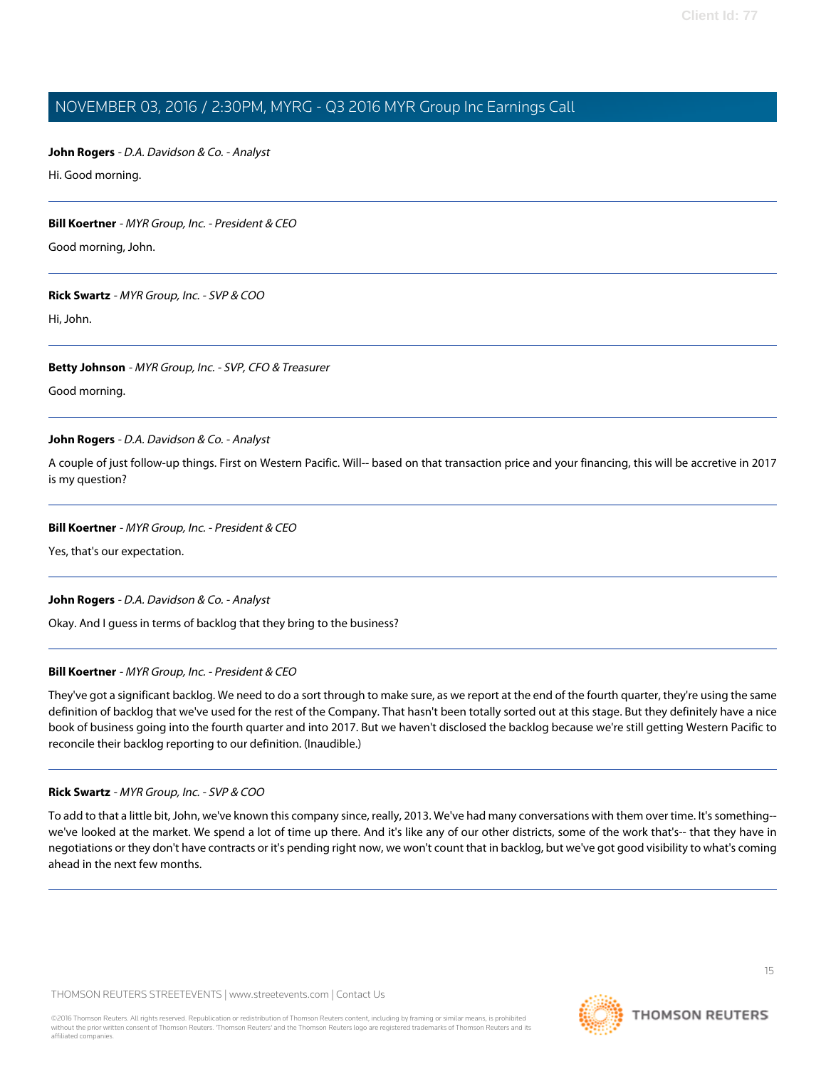**John Rogers** - *D.A. Davidson & Co. - Analyst*

Hi. Good morning.

---

**Bill Koertner** - *MYR Group, Inc. - President & CEO*

Good morning, John.

---

**Rick Swartz** - *MYR Group, Inc. - SVP & COO*

Hi, John.

---

**Betty Johnson** - *MYR Group, Inc. - SVP, CFO & Treasurer*

Good morning.

---

**John Rogers** - *D.A. Davidson & Co. - Analyst*

A couple of just follow-up things. First on Western Pacific. Will-- based on that transaction price and your financing, this will be accretive in 2017 is my question?

---

**Bill Koertner** - *MYR Group, Inc. - President & CEO*

Yes, that's our expectation.

---

**John Rogers** - *D.A. Davidson & Co. - Analyst*

Okay. And I guess in terms of backlog that they bring to the business?

---

**Bill Koertner** - *MYR Group, Inc. - President & CEO*

They've got a significant backlog. We need to do a sort through to make sure, as we report at the end of the fourth quarter, they're using the same definition of backlog that we've used for the rest of the Company. That hasn't been totally sorted out at this stage. But they definitely have a nice book of business going into the fourth quarter and into 2017. But we haven't disclosed the backlog because we're still getting Western Pacific to reconcile their backlog reporting to our definition. (Inaudible.)

---

**Rick Swartz** - *MYR Group, Inc. - SVP & COO*

To add to that a little bit, John, we've known this company since, really, 2013. We've had many conversations with them over time. It's something-- we've looked at the market. We spend a lot of time up there. And it's like any of our other districts, some of the work that's-- that they have in negotiations or they don't have contracts or it's pending right now, we won't count that in backlog, but we've got good visibility to what's coming ahead in the next few months.

---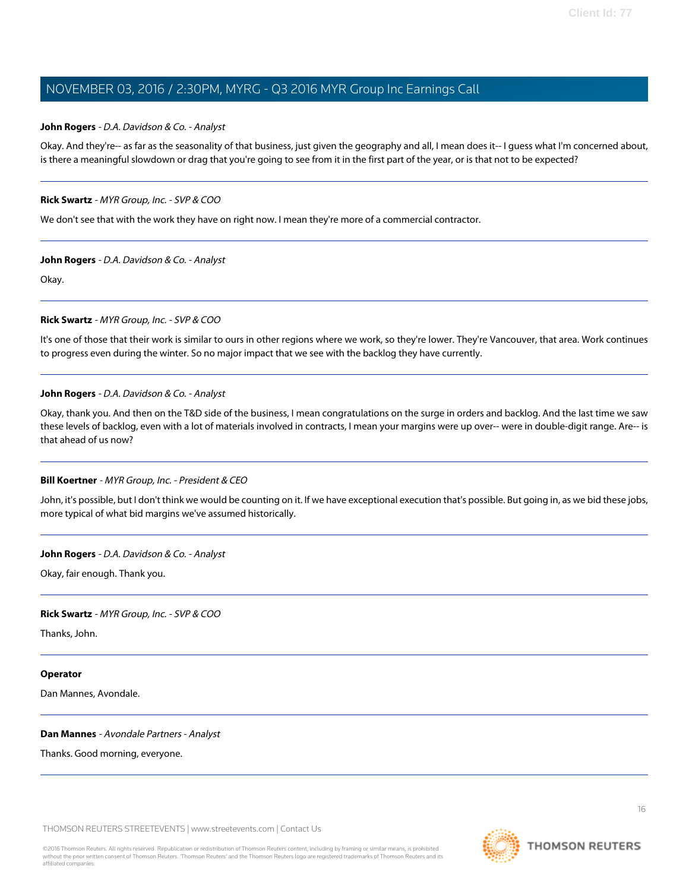**John Rogers** - *D.A. Davidson & Co. - Analyst*

Okay. And they're-- as far as the seasonality of that business, just given the geography and all, I mean does it-- I guess what I'm concerned about, is there a meaningful slowdown or drag that you're going to see from it in the first part of the year, or is that not to be expected?

---

**Rick Swartz** - *MYR Group, Inc. - SVP & COO*

We don't see that with the work they have on right now. I mean they're more of a commercial contractor.

---

**John Rogers** - *D.A. Davidson & Co. - Analyst*

Okay.

---

**Rick Swartz** - *MYR Group, Inc. - SVP & COO*

It's one of those that their work is similar to ours in other regions where we work, so they're lower. They're Vancouver, that area. Work continues to progress even during the winter. So no major impact that we see with the backlog they have currently.

---

**John Rogers** - *D.A. Davidson & Co. - Analyst*

Okay, thank you. And then on the T&D side of the business, I mean congratulations on the surge in orders and backlog. And the last time we saw these levels of backlog, even with a lot of materials involved in contracts, I mean your margins were up over-- were in double-digit range. Are-- is that ahead of us now?

---

**Bill Koertner** - *MYR Group, Inc. - President & CEO*

John, it's possible, but I don't think we would be counting on it. If we have exceptional execution that's possible. But going in, as we bid these jobs, more typical of what bid margins we've assumed historically.

---

**John Rogers** - *D.A. Davidson & Co. - Analyst*

Okay, fair enough. Thank you.

---

**Rick Swartz** - *MYR Group, Inc. - SVP & COO*

Thanks, John.

---

**Operator**

Dan Mannes, Avondale.

---

**Dan Mannes** - *Avondale Partners - Analyst*

Thanks. Good morning, everyone.

---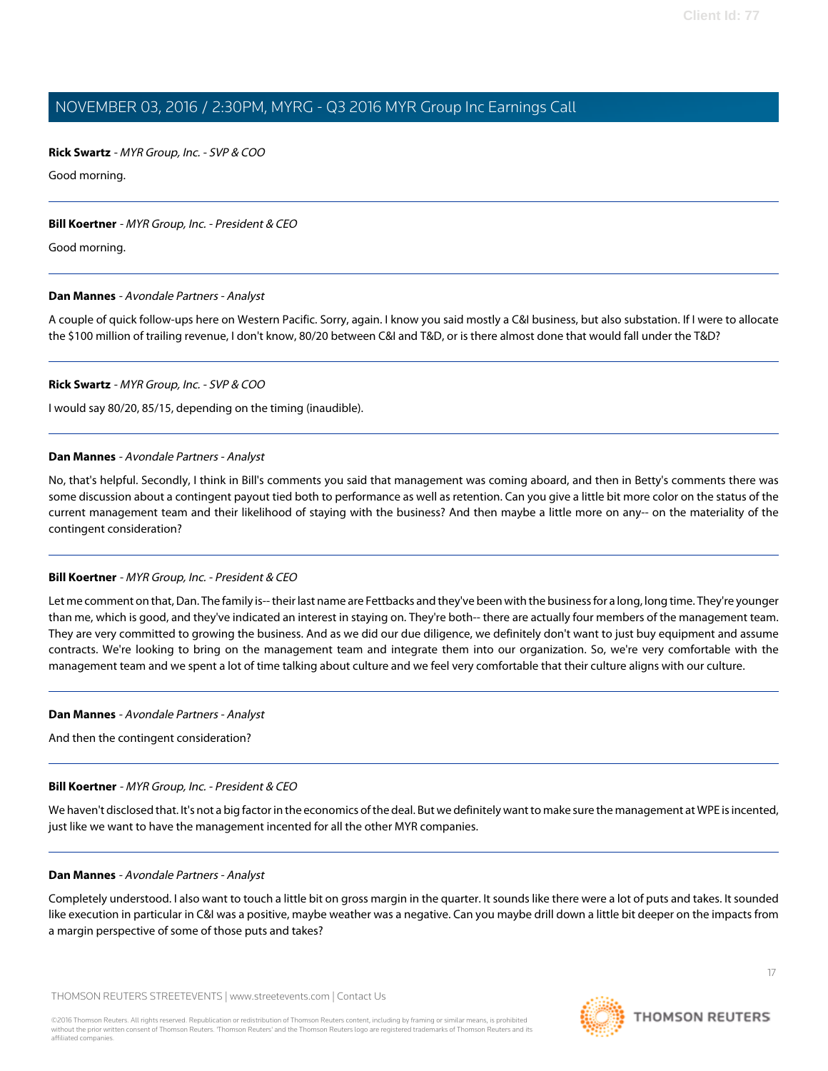**Rick Swartz** - *MYR Group, Inc. - SVP & COO*

Good morning.

---

**Bill Koertner** - *MYR Group, Inc. - President & CEO*

Good morning.

---

**Dan Mannes** - *Avondale Partners - Analyst*

A couple of quick follow-ups here on Western Pacific. Sorry, again. I know you said mostly a C&I business, but also substation. If I were to allocate the $100 million of trailing revenue, I don't know, 80/20 between C&I and T&D, or is there almost done that would fall under the T&D?

---

**Rick Swartz** - *MYR Group, Inc. - SVP & COO*

I would say 80/20, 85/15, depending on the timing (inaudible).

---

**Dan Mannes** - *Avondale Partners - Analyst*

No, that's helpful. Secondly, I think in Bill's comments you said that management was coming aboard, and then in Betty's comments there was some discussion about a contingent payout tied both to performance as well as retention. Can you give a little bit more color on the status of the current management team and their likelihood of staying with the business? And then maybe a little more on any-- on the materiality of the contingent consideration?

---

**Bill Koertner** - *MYR Group, Inc. - President & CEO*

Let me comment on that, Dan. The family is-- their last name are Fettbacks and they've been with the business for a long, long time. They're younger than me, which is good, and they've indicated an interest in staying on. They're both-- there are actually four members of the management team. They are very committed to growing the business. And as we did our due diligence, we definitely don't want to just buy equipment and assume contracts. We're looking to bring on the management team and integrate them into our organization. So, we're very comfortable with the management team and we spent a lot of time talking about culture and we feel very comfortable that their culture aligns with our culture.

---

**Dan Mannes** - *Avondale Partners - Analyst*

And then the contingent consideration?

---

**Bill Koertner** - *MYR Group, Inc. - President & CEO*

We haven't disclosed that. It's not a big factor in the economics of the deal. But we definitely want to make sure the management at WPE is incented, just like we want to have the management incented for all the other MYR companies.

---

**Dan Mannes** - *Avondale Partners - Analyst*

Completely understood. I also want to touch a little bit on gross margin in the quarter. It sounds like there were a lot of puts and takes. It sounded like execution in particular in C&I was a positive, maybe weather was a negative. Can you maybe drill down a little bit deeper on the impacts from a margin perspective of some of those puts and takes?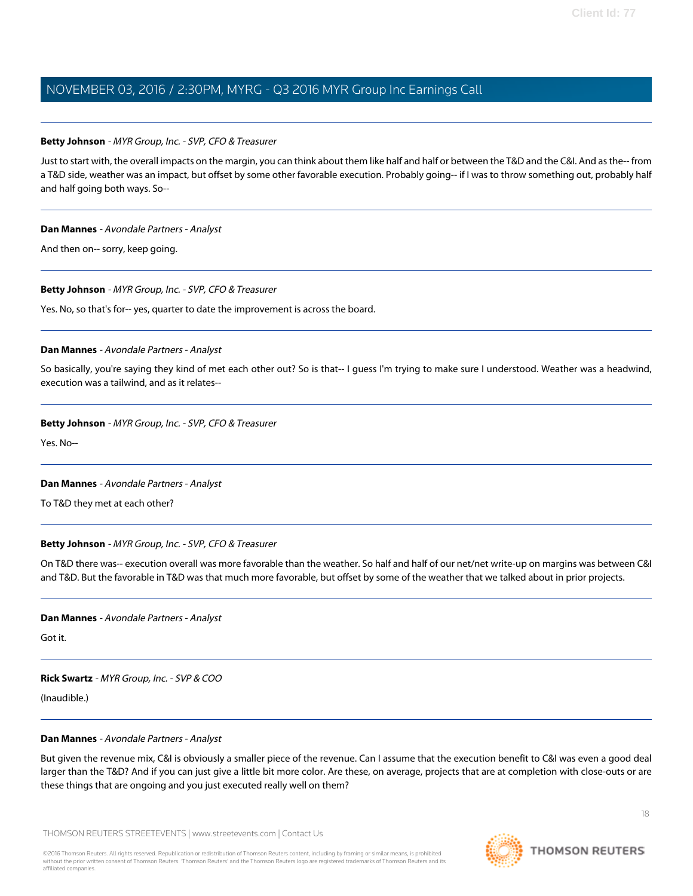**Betty Johnson** - *MYR Group, Inc. - SVP, CFO & Treasurer*

Just to start with, the overall impacts on the margin, you can think about them like half and half or between the T&D and the C&I. And as the-- from a T&D side, weather was an impact, but offset by some other favorable execution. Probably going-- if I was to throw something out, probably half and half going both ways. So--

---

**Dan Mannes** - *Avondale Partners - Analyst*

And then on-- sorry, keep going.

---

**Betty Johnson** - *MYR Group, Inc. - SVP, CFO & Treasurer*

Yes. No, so that's for-- yes, quarter to date the improvement is across the board.

---

**Dan Mannes** - *Avondale Partners - Analyst*

So basically, you're saying they kind of met each other out? So is that-- I guess I'm trying to make sure I understood. Weather was a headwind, execution was a tailwind, and as it relates--

---

**Betty Johnson** - *MYR Group, Inc. - SVP, CFO & Treasurer*

Yes. No--

---

**Dan Mannes** - *Avondale Partners - Analyst*

To T&D they met at each other?

---

**Betty Johnson** - *MYR Group, Inc. - SVP, CFO & Treasurer*

On T&D there was-- execution overall was more favorable than the weather. So half and half of our net/net write-up on margins was between C&I and T&D. But the favorable in T&D was that much more favorable, but offset by some of the weather that we talked about in prior projects.

---

**Dan Mannes** - *Avondale Partners - Analyst*

Got it.

---

**Rick Swartz** - *MYR Group, Inc. - SVP & COO*

(Inaudible.)

---

**Dan Mannes** - *Avondale Partners - Analyst*

But given the revenue mix, C&I is obviously a smaller piece of the revenue. Can I assume that the execution benefit to C&I was even a good deal larger than the T&D? And if you can just give a little bit more color. Are these, on average, projects that are at completion with close-outs or are these things that are ongoing and you just executed really well on them?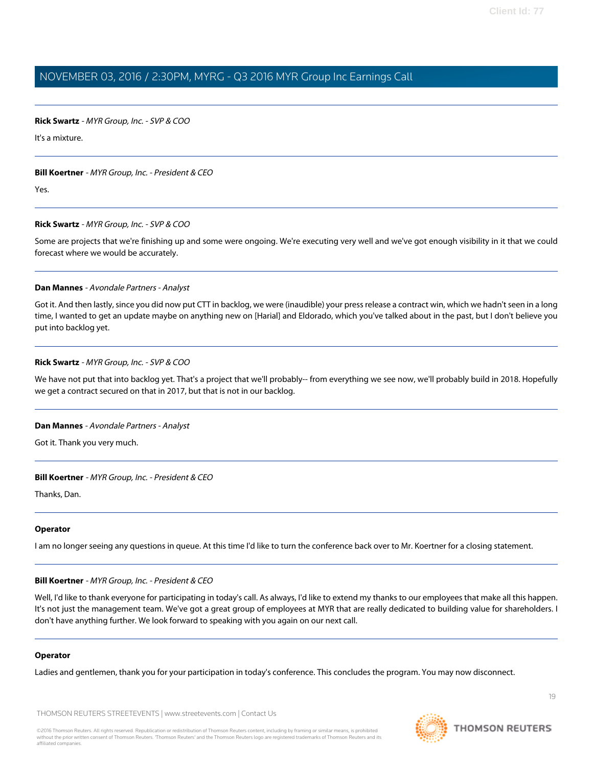**Rick Swartz** - *MYR Group, Inc. - SVP & COO*

It's a mixture.

---

**Bill Koertner** - *MYR Group, Inc. - President & CEO*

Yes.

---

**Rick Swartz** - *MYR Group, Inc. - SVP & COO*

Some are projects that we're finishing up and some were ongoing. We're executing very well and we've got enough visibility in it that we could forecast where we would be accurately.

---

**Dan Mannes** - *Avondale Partners - Analyst*

Got it. And then lastly, since you did now put CTT in backlog, we were (inaudible) your press release a contract win, which we hadn't seen in a long time, I wanted to get an update maybe on anything new on [Harial] and Eldorado, which you've talked about in the past, but I don't believe you put into backlog yet.

---

**Rick Swartz** - *MYR Group, Inc. - SVP & COO*

We have not put that into backlog yet. That's a project that we'll probably-- from everything we see now, we'll probably build in 2018. Hopefully we get a contract secured on that in 2017, but that is not in our backlog.

---

**Dan Mannes** - *Avondale Partners - Analyst*

Got it. Thank you very much.

---

**Bill Koertner** - *MYR Group, Inc. - President & CEO*

Thanks, Dan.

---

**Operator**

I am no longer seeing any questions in queue. At this time I'd like to turn the conference back over to Mr. Koertner for a closing statement.

---

**Bill Koertner** - *MYR Group, Inc. - President & CEO*

Well, I'd like to thank everyone for participating in today's call. As always, I'd like to extend my thanks to our employees that make all this happen. It's not just the management team. We've got a great group of employees at MYR that are really dedicated to building value for shareholders. I don't have anything further. We look forward to speaking with you again on our next call.

---

**Operator**

Ladies and gentlemen, thank you for your participation in today's conference. This concludes the program. You may now disconnect.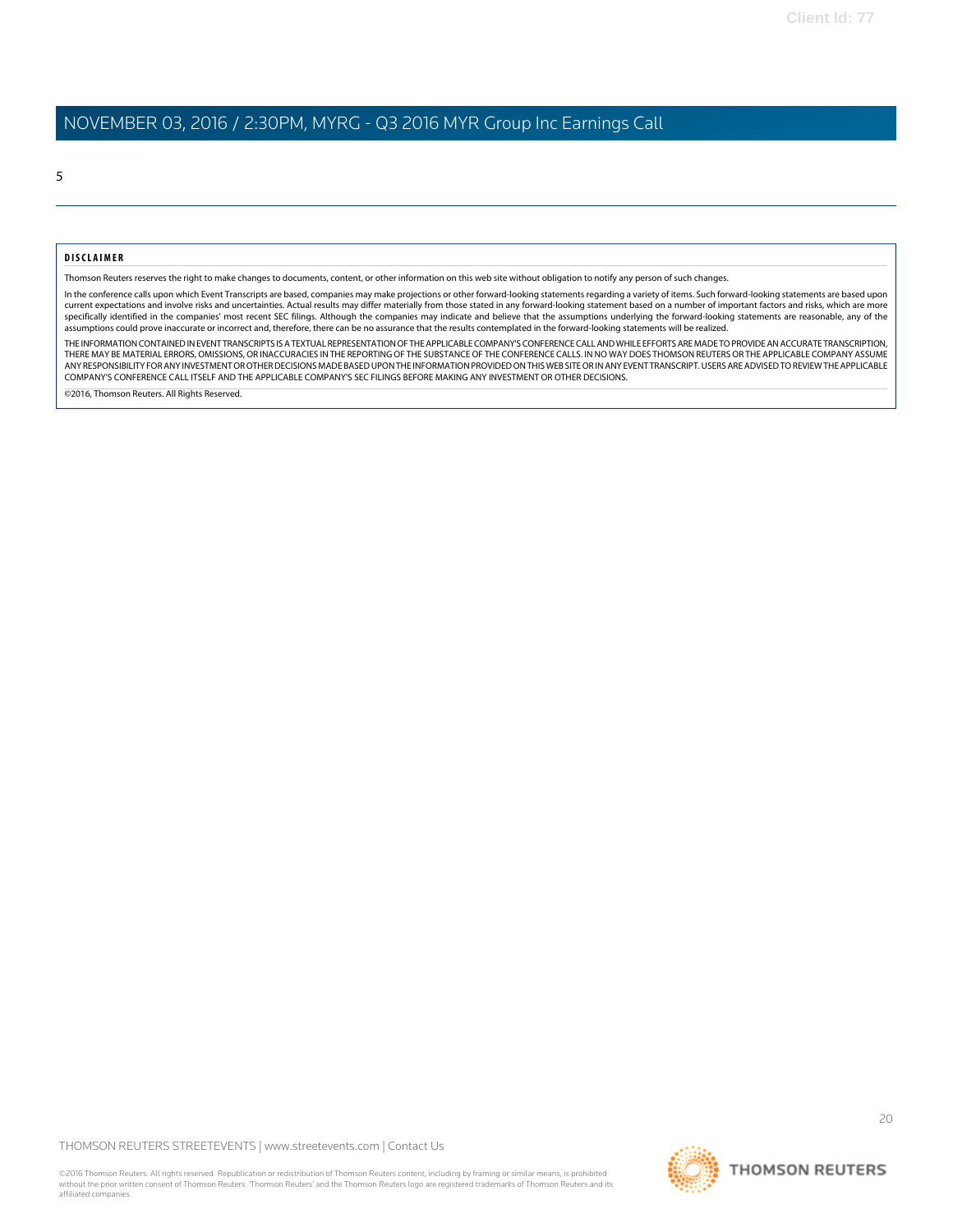5

## DISCLAIMER

Thomson Reuters reserves the right to make changes to documents, content, or other information on this web site without obligation to notify any person of such changes.

In the conference calls upon which Event Transcripts are based, companies may make projections or other forward-looking statements regarding a variety of items. Such forward-looking statements are based upon current expectations and involve risks and uncertainties. Actual results may differ materially from those stated in any forward-looking statement based on a number of important factors and risks, which are more specifically identified in the companies' most recent SEC filings. Although the companies may indicate and believe that the assumptions underlying the forward-looking statements are reasonable, any of the assumptions could prove inaccurate or incorrect and, therefore, there can be no assurance that the results contemplated in the forward-looking statements will be realized.

THE INFORMATION CONTAINED IN EVENT TRANSCRIPTS IS A TEXTUAL REPRESENTATION OF THE APPLICABLE COMPANY'S CONFERENCE CALL AND WHILE EFFORTS ARE MADE TO PROVIDE AN ACCURATE TRANSCRIPTION, THERE MAY BE MATERIAL ERRORS, OMISSIONS, OR INACCURACIES IN THE REPORTING OF THE SUBSTANCE OF THE CONFERENCE CALLS. IN NO WAY DOES THOMSON REUTERS OR THE APPLICABLE COMPANY ASSUME ANY RESPONSIBILITY FOR ANY INVESTMENT OR OTHER DECISIONS MADE BASED UPON THE INFORMATION PROVIDED ON THIS WEB SITE OR IN ANY EVENT TRANSCRIPT. USERS ARE ADVISED TO REVIEW THE APPLICABLE COMPANY'S CONFERENCE CALL ITSELF AND THE APPLICABLE COMPANY'S SEC FILINGS BEFORE MAKING ANY INVESTMENT OR OTHER DECISIONS.

©2016, Thomson Reuters. All Rights Reserved.